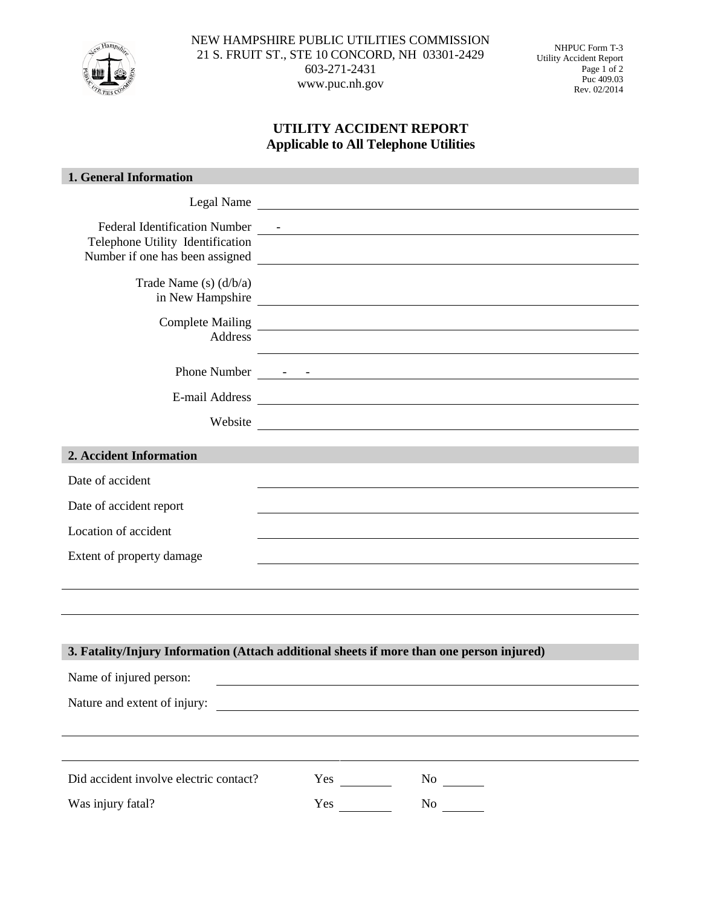NEW HAMPSHIRE PUBLIC UTILITIES COMMISSION
21 S. FRUIT ST., STE 10 CONCORD, NH 03301-2429
603-271-2431
www.puc.nh.gov

NHPUC Form T-3
Utility Accident Report
Puc 409.03
Rev. 02/2014

# UTILITY ACCIDENT REPORT
## Applicable to All Telephone Utilities

### 1. General Information

Legal Name ______________________________

Federal Identification Number ___ - ___________________________

Telephone Utility Identification Number if one has been assigned ______________________________

Trade Name (s) (d/b/a) in New Hampshire ______________________________

Complete Mailing Address ______________________________
______________________________

Phone Number ___ - ___ - ___________________________

E-mail Address ______________________________

Website ______________________________

### 2. Accident Information

Date of accident ______________________________

Date of accident report ______________________________

Location of accident ______________________________

Extent of property damage ______________________________
______________________________
______________________________

### 3. Fatality/Injury Information (Attach additional sheets if more than one person injured)

Name of injured person: ______________________________

Nature and extent of injury: ______________________________
______________________________
______________________________

Did accident involve electric contact? Yes ________ No ________

Was injury fatal? Yes ________ No ________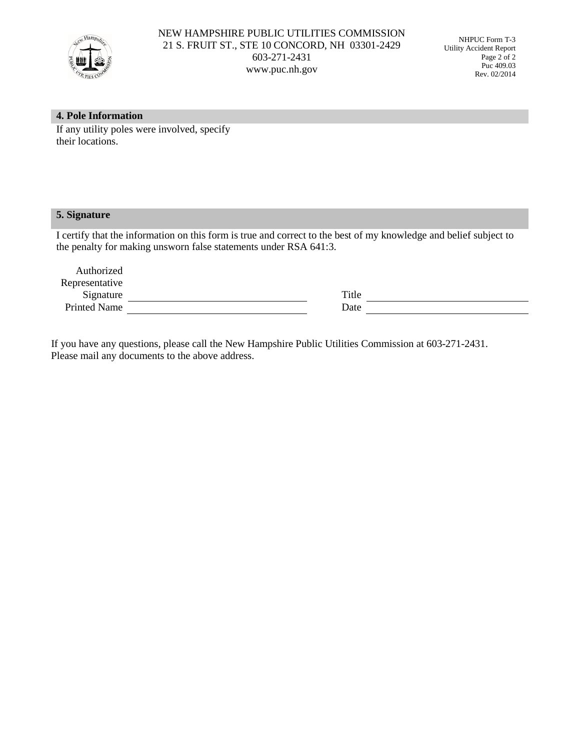NEW HAMPSHIRE PUBLIC UTILITIES COMMISSION
21 S. FRUIT ST., STE 10 CONCORD, NH 03301-2429
603-271-2431
www.puc.nh.gov

NHPUC Form T-3
Utility Accident Report
Puc 409.03
Rev. 02/2014

## 4. Pole Information

If any utility poles were involved, specify their locations.

## 5. Signature

I certify that the information on this form is true and correct to the best of my knowledge and belief subject to the penalty for making unsworn false statements under RSA 641:3.

| | | | |
|---|---|---|---|
| Authorized Representative Signature | ______________________ | Title | ______________________ |
| Printed Name | ______________________ | Date | ______________________ |

If you have any questions, please call the New Hampshire Public Utilities Commission at 603-271-2431.
Please mail any documents to the above address.